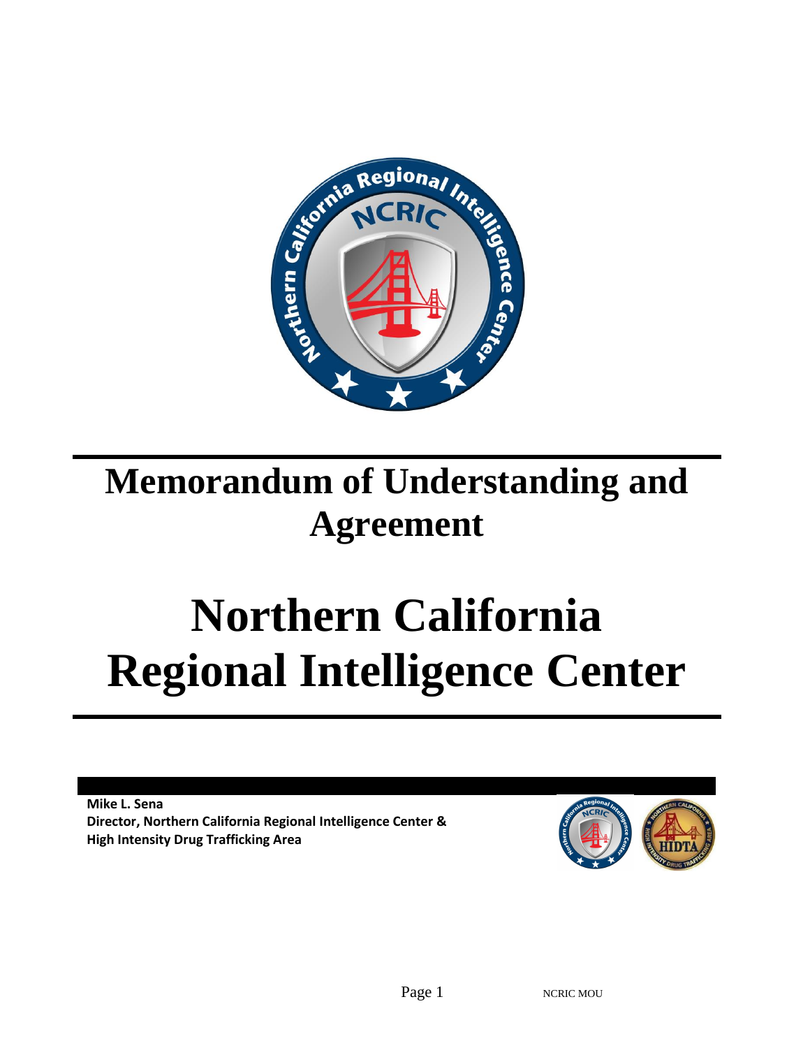# Memorandum of Understanding and Agreement

# Northern California Regional Intelligence Center

**Mike L. Sena**
**Director, Northern California Regional Intelligence Center &**
**High Intensity Drug Trafficking Area**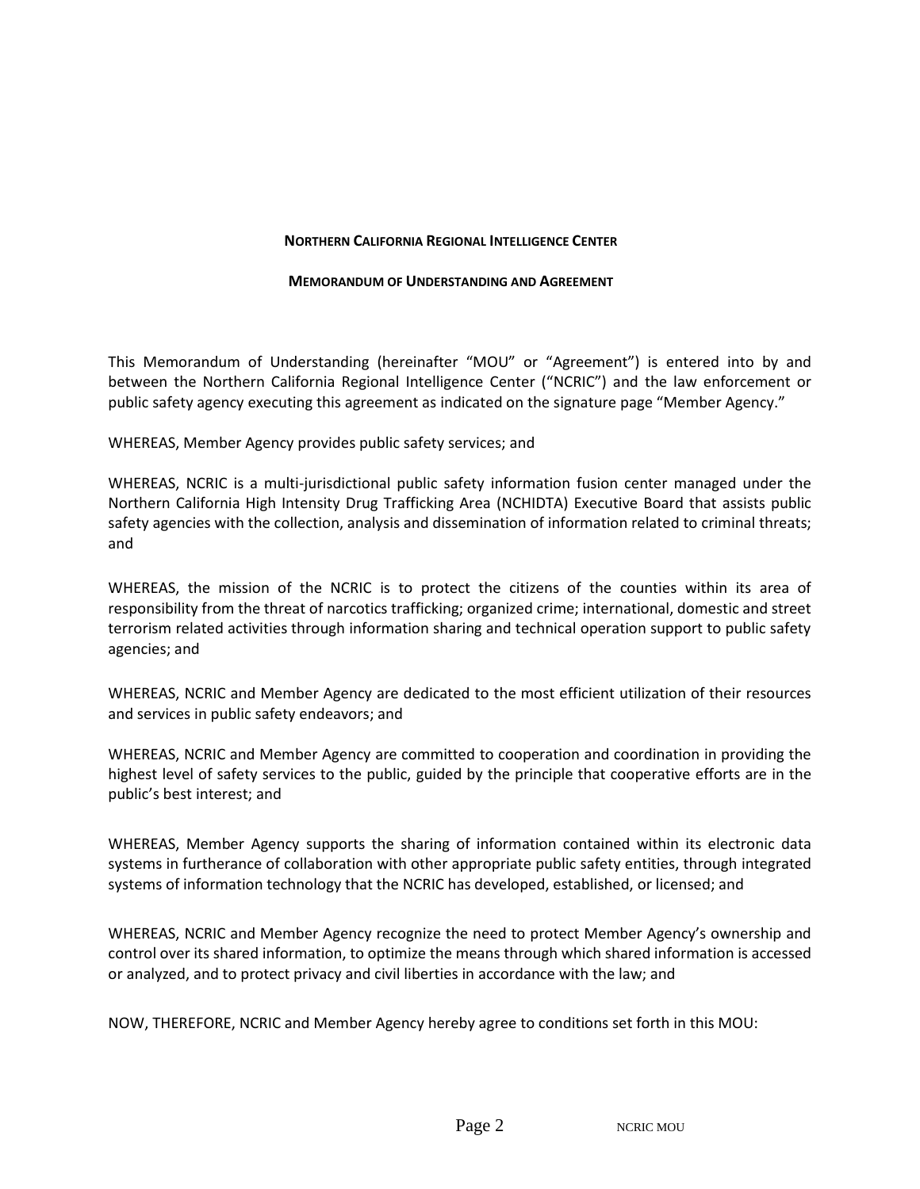**NORTHERN CALIFORNIA REGIONAL INTELLIGENCE CENTER**

**MEMORANDUM OF UNDERSTANDING AND AGREEMENT**

This Memorandum of Understanding (hereinafter "MOU" or "Agreement") is entered into by and between the Northern California Regional Intelligence Center ("NCRIC") and the law enforcement or public safety agency executing this agreement as indicated on the signature page "Member Agency."

WHEREAS, Member Agency provides public safety services; and

WHEREAS, NCRIC is a multi-jurisdictional public safety information fusion center managed under the Northern California High Intensity Drug Trafficking Area (NCHIDTA) Executive Board that assists public safety agencies with the collection, analysis and dissemination of information related to criminal threats; and

WHEREAS, the mission of the NCRIC is to protect the citizens of the counties within its area of responsibility from the threat of narcotics trafficking; organized crime; international, domestic and street terrorism related activities through information sharing and technical operation support to public safety agencies; and

WHEREAS, NCRIC and Member Agency are dedicated to the most efficient utilization of their resources and services in public safety endeavors; and

WHEREAS, NCRIC and Member Agency are committed to cooperation and coordination in providing the highest level of safety services to the public, guided by the principle that cooperative efforts are in the public's best interest; and

WHEREAS, Member Agency supports the sharing of information contained within its electronic data systems in furtherance of collaboration with other appropriate public safety entities, through integrated systems of information technology that the NCRIC has developed, established, or licensed; and

WHEREAS, NCRIC and Member Agency recognize the need to protect Member Agency's ownership and control over its shared information, to optimize the means through which shared information is accessed or analyzed, and to protect privacy and civil liberties in accordance with the law; and

NOW, THEREFORE, NCRIC and Member Agency hereby agree to conditions set forth in this MOU: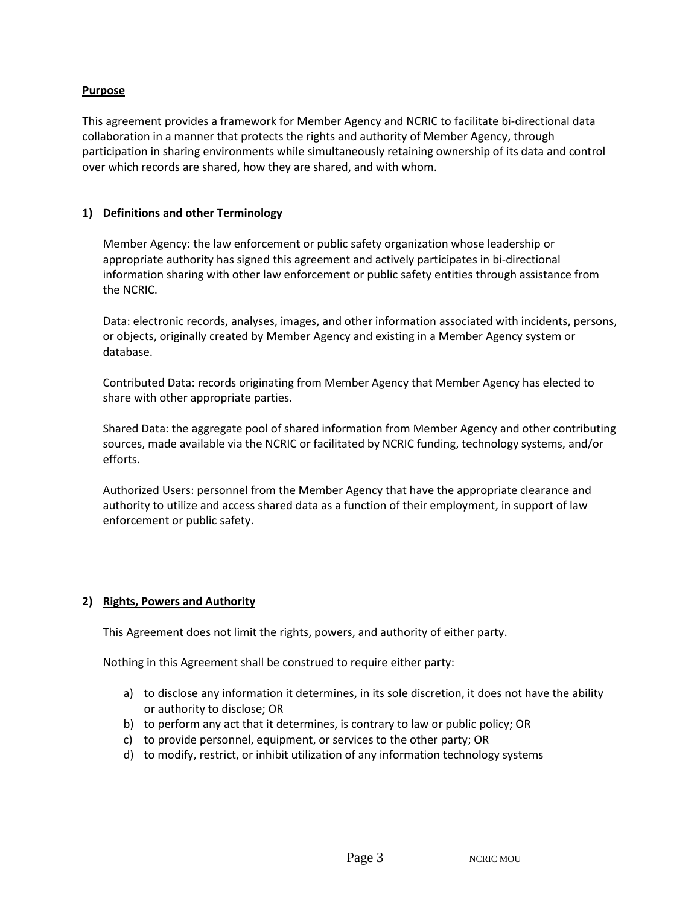**Purpose**

This agreement provides a framework for Member Agency and NCRIC to facilitate bi-directional data collaboration in a manner that protects the rights and authority of Member Agency, through participation in sharing environments while simultaneously retaining ownership of its data and control over which records are shared, how they are shared, and with whom.

## 1) Definitions and other Terminology

Member Agency: the law enforcement or public safety organization whose leadership or appropriate authority has signed this agreement and actively participates in bi-directional information sharing with other law enforcement or public safety entities through assistance from the NCRIC.

Data: electronic records, analyses, images, and other information associated with incidents, persons, or objects, originally created by Member Agency and existing in a Member Agency system or database.

Contributed Data: records originating from Member Agency that Member Agency has elected to share with other appropriate parties.

Shared Data: the aggregate pool of shared information from Member Agency and other contributing sources, made available via the NCRIC or facilitated by NCRIC funding, technology systems, and/or efforts.

Authorized Users: personnel from the Member Agency that have the appropriate clearance and authority to utilize and access shared data as a function of their employment, in support of law enforcement or public safety.

## 2) Rights, Powers and Authority

This Agreement does not limit the rights, powers, and authority of either party.

Nothing in this Agreement shall be construed to require either party:

a) to disclose any information it determines, in its sole discretion, it does not have the ability or authority to disclose; OR
b) to perform any act that it determines, is contrary to law or public policy; OR
c) to provide personnel, equipment, or services to the other party; OR
d) to modify, restrict, or inhibit utilization of any information technology systems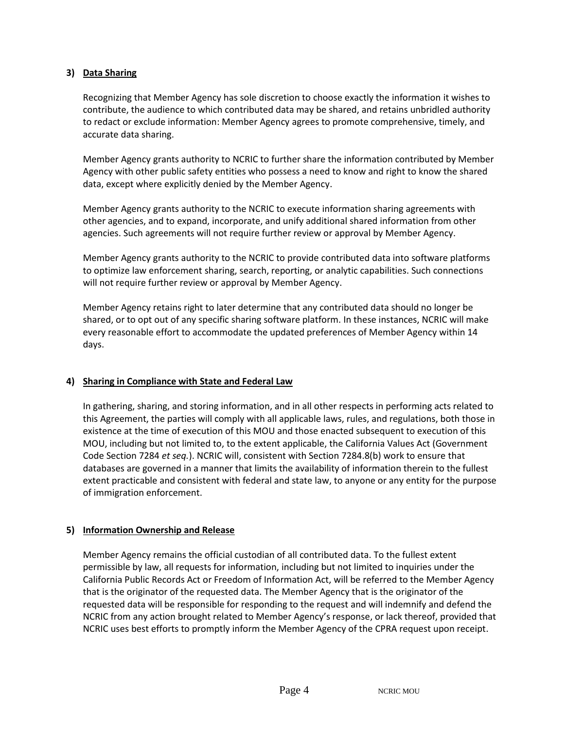**3) <u>Data Sharing</u>**

Recognizing that Member Agency has sole discretion to choose exactly the information it wishes to contribute, the audience to which contributed data may be shared, and retains unbridled authority to redact or exclude information: Member Agency agrees to promote comprehensive, timely, and accurate data sharing.

Member Agency grants authority to NCRIC to further share the information contributed by Member Agency with other public safety entities who possess a need to know and right to know the shared data, except where explicitly denied by the Member Agency.

Member Agency grants authority to the NCRIC to execute information sharing agreements with other agencies, and to expand, incorporate, and unify additional shared information from other agencies. Such agreements will not require further review or approval by Member Agency.

Member Agency grants authority to the NCRIC to provide contributed data into software platforms to optimize law enforcement sharing, search, reporting, or analytic capabilities. Such connections will not require further review or approval by Member Agency.

Member Agency retains right to later determine that any contributed data should no longer be shared, or to opt out of any specific sharing software platform. In these instances, NCRIC will make every reasonable effort to accommodate the updated preferences of Member Agency within 14 days.

**4) <u>Sharing in Compliance with State and Federal Law</u>**

In gathering, sharing, and storing information, and in all other respects in performing acts related to this Agreement, the parties will comply with all applicable laws, rules, and regulations, both those in existence at the time of execution of this MOU and those enacted subsequent to execution of this MOU, including but not limited to, to the extent applicable, the California Values Act (Government Code Section 7284 *et seq.*). NCRIC will, consistent with Section 7284.8(b) work to ensure that databases are governed in a manner that limits the availability of information therein to the fullest extent practicable and consistent with federal and state law, to anyone or any entity for the purpose of immigration enforcement.

**5) <u>Information Ownership and Release</u>**

Member Agency remains the official custodian of all contributed data. To the fullest extent permissible by law, all requests for information, including but not limited to inquiries under the California Public Records Act or Freedom of Information Act, will be referred to the Member Agency that is the originator of the requested data. The Member Agency that is the originator of the requested data will be responsible for responding to the request and will indemnify and defend the NCRIC from any action brought related to Member Agency's response, or lack thereof, provided that NCRIC uses best efforts to promptly inform the Member Agency of the CPRA request upon receipt.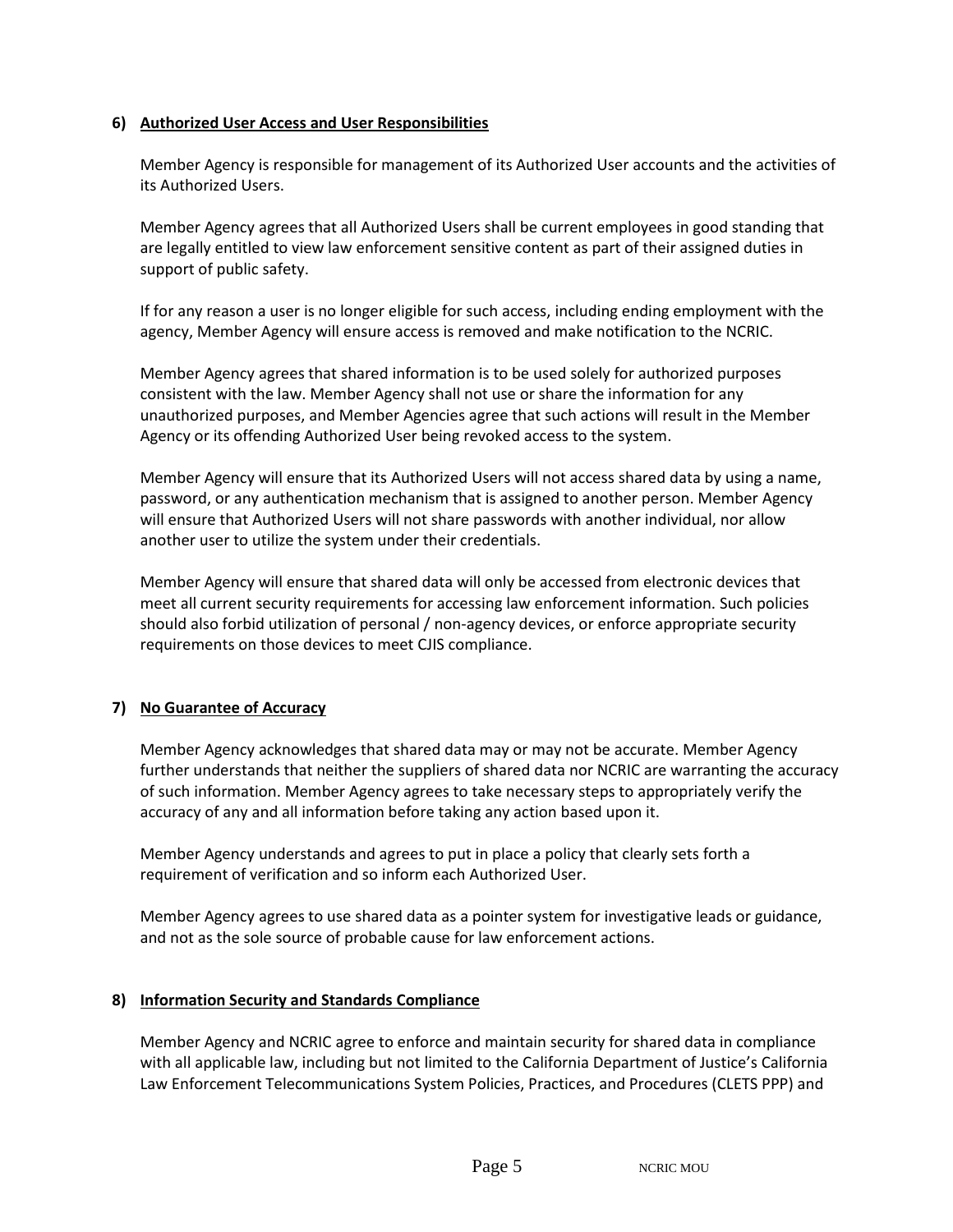### 6) <u>Authorized User Access and User Responsibilities</u>

Member Agency is responsible for management of its Authorized User accounts and the activities of its Authorized Users.

Member Agency agrees that all Authorized Users shall be current employees in good standing that are legally entitled to view law enforcement sensitive content as part of their assigned duties in support of public safety.

If for any reason a user is no longer eligible for such access, including ending employment with the agency, Member Agency will ensure access is removed and make notification to the NCRIC.

Member Agency agrees that shared information is to be used solely for authorized purposes consistent with the law. Member Agency shall not use or share the information for any unauthorized purposes, and Member Agencies agree that such actions will result in the Member Agency or its offending Authorized User being revoked access to the system.

Member Agency will ensure that its Authorized Users will not access shared data by using a name, password, or any authentication mechanism that is assigned to another person. Member Agency will ensure that Authorized Users will not share passwords with another individual, nor allow another user to utilize the system under their credentials.

Member Agency will ensure that shared data will only be accessed from electronic devices that meet all current security requirements for accessing law enforcement information. Such policies should also forbid utilization of personal / non-agency devices, or enforce appropriate security requirements on those devices to meet CJIS compliance.

### 7) <u>No Guarantee of Accuracy</u>

Member Agency acknowledges that shared data may or may not be accurate. Member Agency further understands that neither the suppliers of shared data nor NCRIC are warranting the accuracy of such information. Member Agency agrees to take necessary steps to appropriately verify the accuracy of any and all information before taking any action based upon it.

Member Agency understands and agrees to put in place a policy that clearly sets forth a requirement of verification and so inform each Authorized User.

Member Agency agrees to use shared data as a pointer system for investigative leads or guidance, and not as the sole source of probable cause for law enforcement actions.

### 8) <u>Information Security and Standards Compliance</u>

Member Agency and NCRIC agree to enforce and maintain security for shared data in compliance with all applicable law, including but not limited to the California Department of Justice's California Law Enforcement Telecommunications System Policies, Practices, and Procedures (CLETS PPP) and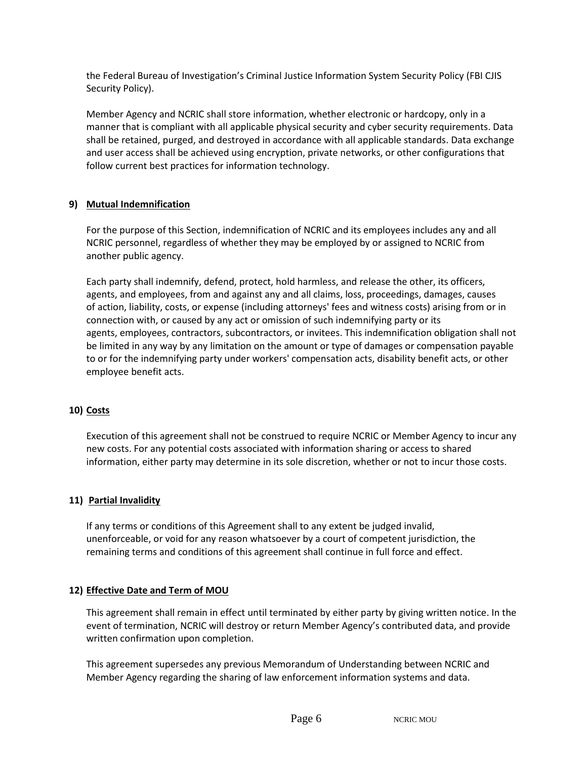the Federal Bureau of Investigation's Criminal Justice Information System Security Policy (FBI CJIS Security Policy).

Member Agency and NCRIC shall store information, whether electronic or hardcopy, only in a manner that is compliant with all applicable physical security and cyber security requirements. Data shall be retained, purged, and destroyed in accordance with all applicable standards. Data exchange and user access shall be achieved using encryption, private networks, or other configurations that follow current best practices for information technology.

**9) Mutual Indemnification**

For the purpose of this Section, indemnification of NCRIC and its employees includes any and all NCRIC personnel, regardless of whether they may be employed by or assigned to NCRIC from another public agency.

Each party shall indemnify, defend, protect, hold harmless, and release the other, its officers, agents, and employees, from and against any and all claims, loss, proceedings, damages, causes of action, liability, costs, or expense (including attorneys' fees and witness costs) arising from or in connection with, or caused by any act or omission of such indemnifying party or its agents, employees, contractors, subcontractors, or invitees. This indemnification obligation shall not be limited in any way by any limitation on the amount or type of damages or compensation payable to or for the indemnifying party under workers' compensation acts, disability benefit acts, or other employee benefit acts.

**10) Costs**

Execution of this agreement shall not be construed to require NCRIC or Member Agency to incur any new costs. For any potential costs associated with information sharing or access to shared information, either party may determine in its sole discretion, whether or not to incur those costs.

**11) Partial Invalidity**

If any terms or conditions of this Agreement shall to any extent be judged invalid, unenforceable, or void for any reason whatsoever by a court of competent jurisdiction, the remaining terms and conditions of this agreement shall continue in full force and effect.

**12) Effective Date and Term of MOU**

This agreement shall remain in effect until terminated by either party by giving written notice. In the event of termination, NCRIC will destroy or return Member Agency's contributed data, and provide written confirmation upon completion.

This agreement supersedes any previous Memorandum of Understanding between NCRIC and Member Agency regarding the sharing of law enforcement information systems and data.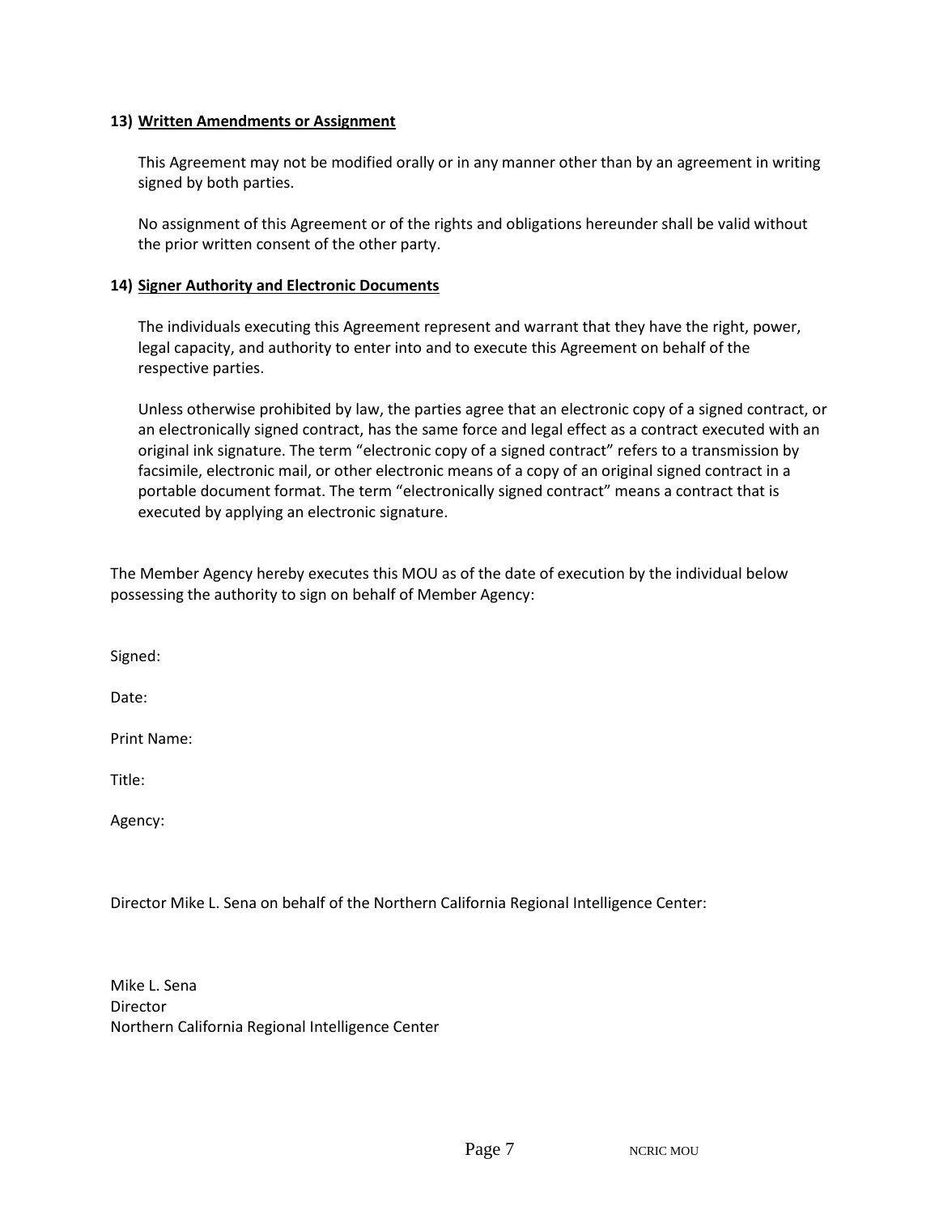**13) Written Amendments or Assignment**

This Agreement may not be modified orally or in any manner other than by an agreement in writing signed by both parties.

No assignment of this Agreement or of the rights and obligations hereunder shall be valid without the prior written consent of the other party.

**14) Signer Authority and Electronic Documents**

The individuals executing this Agreement represent and warrant that they have the right, power, legal capacity, and authority to enter into and to execute this Agreement on behalf of the respective parties.

Unless otherwise prohibited by law, the parties agree that an electronic copy of a signed contract, or an electronically signed contract, has the same force and legal effect as a contract executed with an original ink signature. The term "electronic copy of a signed contract" refers to a transmission by facsimile, electronic mail, or other electronic means of a copy of an original signed contract in a portable document format. The term "electronically signed contract" means a contract that is executed by applying an electronic signature.

The Member Agency hereby executes this MOU as of the date of execution by the individual below possessing the authority to sign on behalf of Member Agency:

Signed:

Date:

Print Name:

Title:

Agency:

Director Mike L. Sena on behalf of the Northern California Regional Intelligence Center:

Mike L. Sena
Director
Northern California Regional Intelligence Center